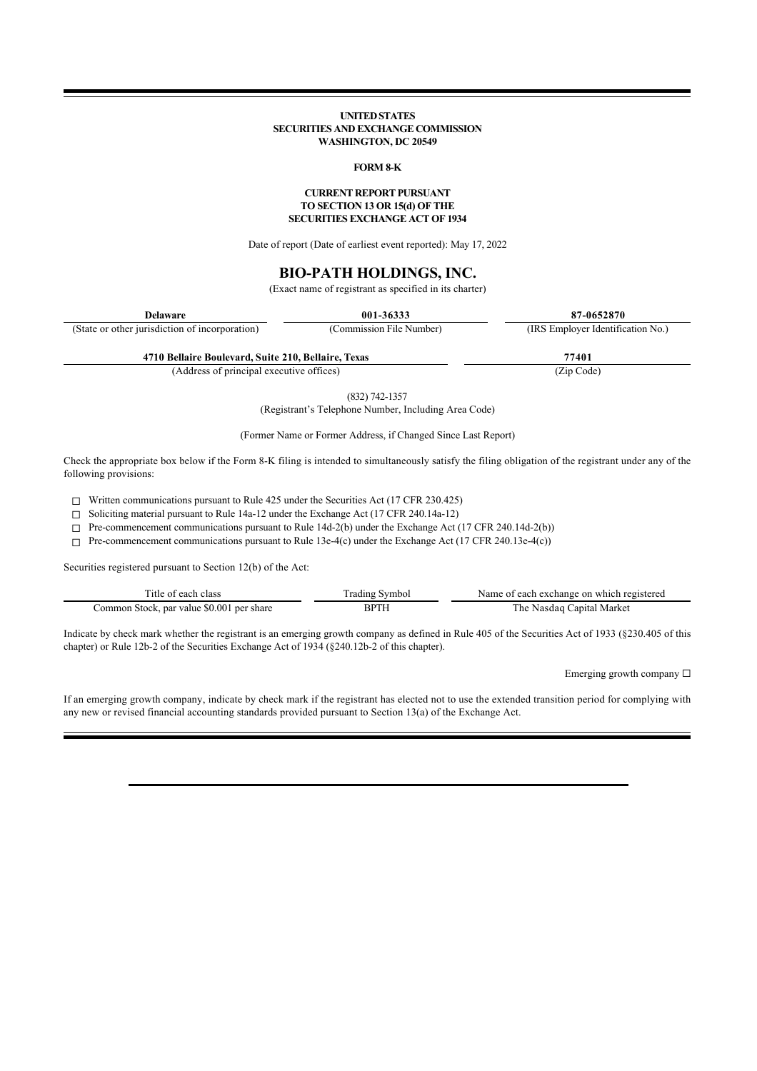**UNITED STATES**
**SECURITIES AND EXCHANGE COMMISSION**
**WASHINGTON, DC 20549**

**FORM 8-K**

**CURRENT REPORT PURSUANT**
**TO SECTION 13 OR 15(d) OF THE**
**SECURITIES EXCHANGE ACT OF 1934**

Date of report (Date of earliest event reported): May 17, 2022

# BIO-PATH HOLDINGS, INC.

(Exact name of registrant as specified in its charter)

| **Delaware** | **001-36333** | **87-0652870** |
|---|---|---|
| (State or other jurisdiction of incorporation) | (Commission File Number) | (IRS Employer Identification No.) |

| **4710 Bellaire Boulevard, Suite 210, Bellaire, Texas** | **77401** |
|---|---|
| (Address of principal executive offices) | (Zip Code) |

(832) 742-1357
(Registrant's Telephone Number, Including Area Code)

(Former Name or Former Address, if Changed Since Last Report)

Check the appropriate box below if the Form 8-K filing is intended to simultaneously satisfy the filing obligation of the registrant under any of the following provisions:

☐ Written communications pursuant to Rule 425 under the Securities Act (17 CFR 230.425)

☐ Soliciting material pursuant to Rule 14a-12 under the Exchange Act (17 CFR 240.14a-12)

☐ Pre-commencement communications pursuant to Rule 14d-2(b) under the Exchange Act (17 CFR 240.14d-2(b))

☐ Pre-commencement communications pursuant to Rule 13e-4(c) under the Exchange Act (17 CFR 240.13e-4(c))

Securities registered pursuant to Section 12(b) of the Act:

| Title of each class | Trading Symbol | Name of each exchange on which registered |
|---|---|---|
| Common Stock, par value $0.001 per share | BPTH | The Nasdaq Capital Market |

Indicate by check mark whether the registrant is an emerging growth company as defined in Rule 405 of the Securities Act of 1933 (§230.405 of this chapter) or Rule 12b-2 of the Securities Exchange Act of 1934 (§240.12b-2 of this chapter).

Emerging growth company ☐

If an emerging growth company, indicate by check mark if the registrant has elected not to use the extended transition period for complying with any new or revised financial accounting standards provided pursuant to Section 13(a) of the Exchange Act.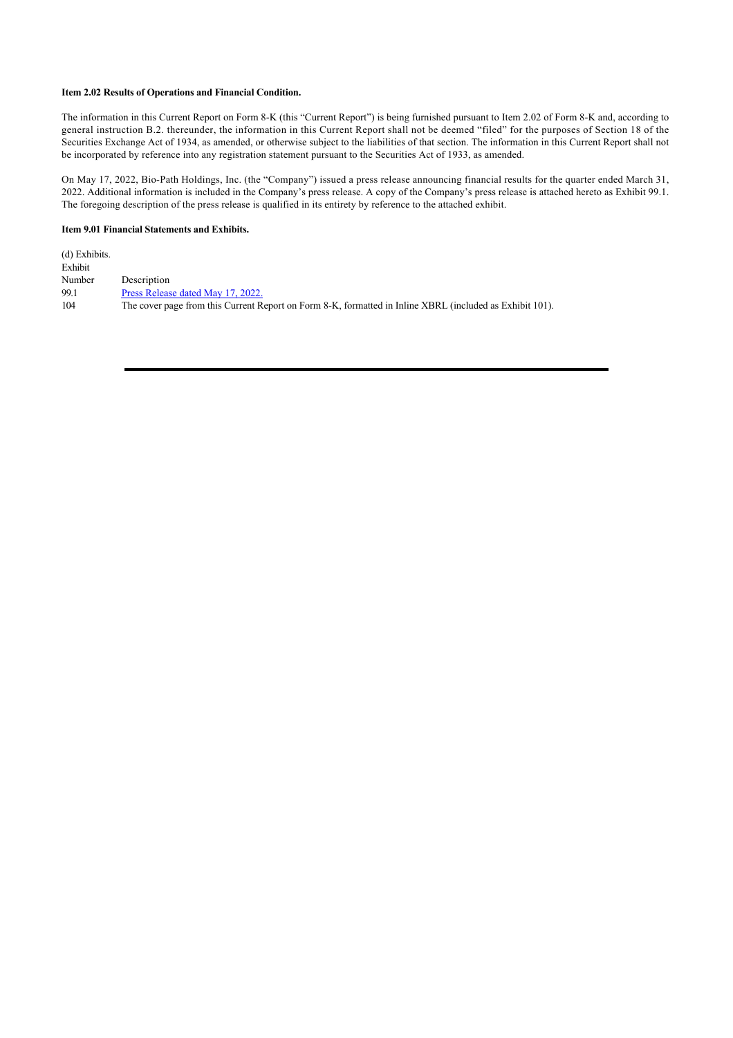**Item 2.02 Results of Operations and Financial Condition.**

The information in this Current Report on Form 8-K (this "Current Report") is being furnished pursuant to Item 2.02 of Form 8-K and, according to general instruction B.2. thereunder, the information in this Current Report shall not be deemed "filed" for the purposes of Section 18 of the Securities Exchange Act of 1934, as amended, or otherwise subject to the liabilities of that section. The information in this Current Report shall not be incorporated by reference into any registration statement pursuant to the Securities Act of 1933, as amended.

On May 17, 2022, Bio-Path Holdings, Inc. (the "Company") issued a press release announcing financial results for the quarter ended March 31, 2022. Additional information is included in the Company's press release. A copy of the Company's press release is attached hereto as Exhibit 99.1. The foregoing description of the press release is qualified in its entirety by reference to the attached exhibit.

**Item 9.01 Financial Statements and Exhibits.**

(d) Exhibits.

| Exhibit Number | Description |
| --- | --- |
| 99.1 | Press Release dated May 17, 2022. |
| 104 | The cover page from this Current Report on Form 8-K, formatted in Inline XBRL (included as Exhibit 101). |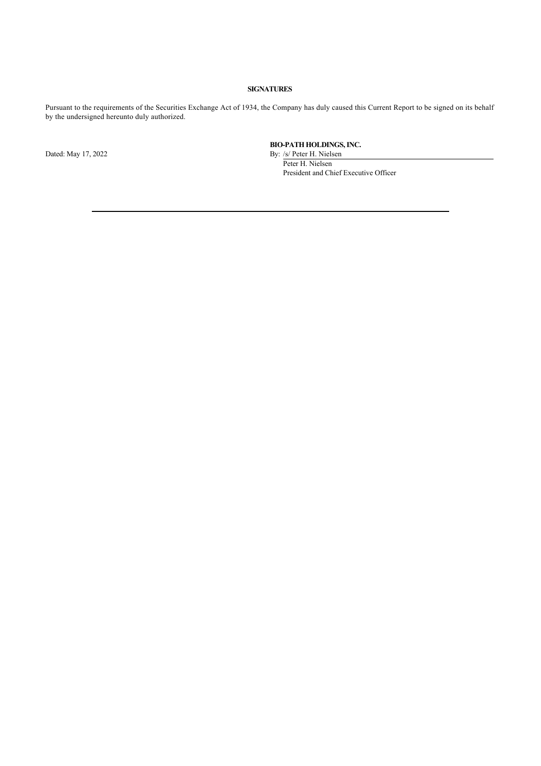**SIGNATURES**

Pursuant to the requirements of the Securities Exchange Act of 1934, the Company has duly caused this Current Report to be signed on its behalf by the undersigned hereunto duly authorized.

| | |
|---|---|
| | **BIO-PATH HOLDINGS, INC.** |
| Dated: May 17, 2022 | By: /s/ Peter H. Nielsen |
| | Peter H. Nielsen |
| | President and Chief Executive Officer |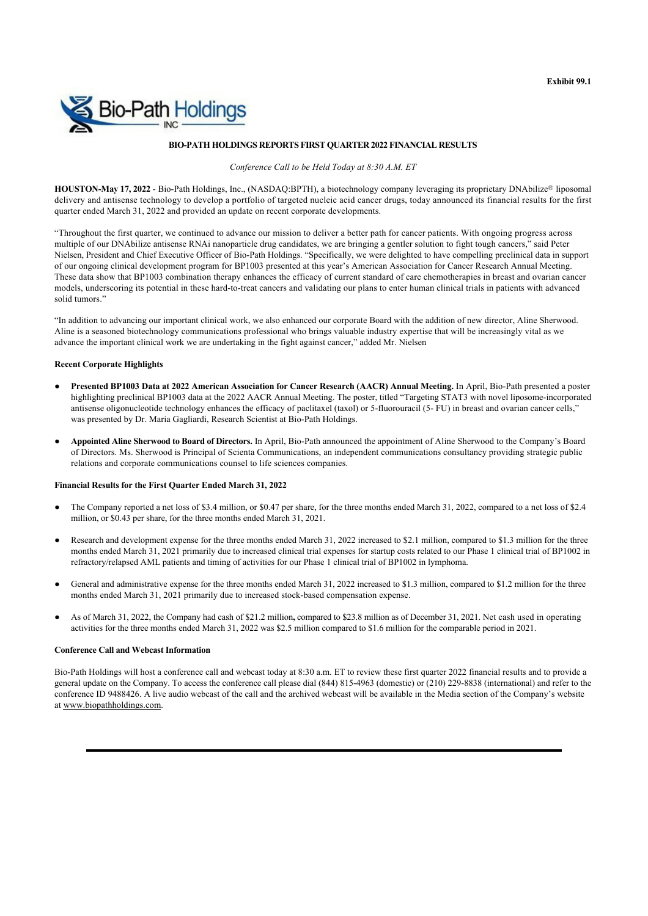Exhibit 99.1

**BIO-PATH HOLDINGS REPORTS FIRST QUARTER 2022 FINANCIAL RESULTS**

*Conference Call to be Held Today at 8:30 A.M. ET*

**HOUSTON-May 17, 2022** - Bio-Path Holdings, Inc., (NASDAQ:BPTH), a biotechnology company leveraging its proprietary DNAbilize® liposomal delivery and antisense technology to develop a portfolio of targeted nucleic acid cancer drugs, today announced its financial results for the first quarter ended March 31, 2022 and provided an update on recent corporate developments.

"Throughout the first quarter, we continued to advance our mission to deliver a better path for cancer patients. With ongoing progress across multiple of our DNAbilize antisense RNAi nanoparticle drug candidates, we are bringing a gentler solution to fight tough cancers," said Peter Nielsen, President and Chief Executive Officer of Bio-Path Holdings. "Specifically, we were delighted to have compelling preclinical data in support of our ongoing clinical development program for BP1003 presented at this year's American Association for Cancer Research Annual Meeting. These data show that BP1003 combination therapy enhances the efficacy of current standard of care chemotherapies in breast and ovarian cancer models, underscoring its potential in these hard-to-treat cancers and validating our plans to enter human clinical trials in patients with advanced solid tumors."

"In addition to advancing our important clinical work, we also enhanced our corporate Board with the addition of new director, Aline Sherwood. Aline is a seasoned biotechnology communications professional who brings valuable industry expertise that will be increasingly vital as we advance the important clinical work we are undertaking in the fight against cancer," added Mr. Nielsen

**Recent Corporate Highlights**

- **Presented BP1003 Data at 2022 American Association for Cancer Research (AACR) Annual Meeting.** In April, Bio-Path presented a poster highlighting preclinical BP1003 data at the 2022 AACR Annual Meeting. The poster, titled "Targeting STAT3 with novel liposome-incorporated antisense oligonucleotide technology enhances the efficacy of paclitaxel (taxol) or 5-fluorouracil (5- FU) in breast and ovarian cancer cells," was presented by Dr. Maria Gagliardi, Research Scientist at Bio-Path Holdings.

- **Appointed Aline Sherwood to Board of Directors.** In April, Bio-Path announced the appointment of Aline Sherwood to the Company's Board of Directors. Ms. Sherwood is Principal of Scienta Communications, an independent communications consultancy providing strategic public relations and corporate communications counsel to life sciences companies.

**Financial Results for the First Quarter Ended March 31, 2022**

- The Company reported a net loss of $3.4 million, or $0.47 per share, for the three months ended March 31, 2022, compared to a net loss of $2.4 million, or $0.43 per share, for the three months ended March 31, 2021.

- Research and development expense for the three months ended March 31, 2022 increased to $2.1 million, compared to $1.3 million for the three months ended March 31, 2021 primarily due to increased clinical trial expenses for startup costs related to our Phase 1 clinical trial of BP1002 in refractory/relapsed AML patients and timing of activities for our Phase 1 clinical trial of BP1002 in lymphoma.

- General and administrative expense for the three months ended March 31, 2022 increased to $1.3 million, compared to $1.2 million for the three months ended March 31, 2021 primarily due to increased stock-based compensation expense.

- As of March 31, 2022, the Company had cash of $21.2 million**,** compared to $23.8 million as of December 31, 2021. Net cash used in operating activities for the three months ended March 31, 2022 was $2.5 million compared to $1.6 million for the comparable period in 2021.

**Conference Call and Webcast Information**

Bio-Path Holdings will host a conference call and webcast today at 8:30 a.m. ET to review these first quarter 2022 financial results and to provide a general update on the Company. To access the conference call please dial (844) 815-4963 (domestic) or (210) 229-8838 (international) and refer to the conference ID 9488426. A live audio webcast of the call and the archived webcast will be available in the Media section of the Company's website at www.biopathholdings.com.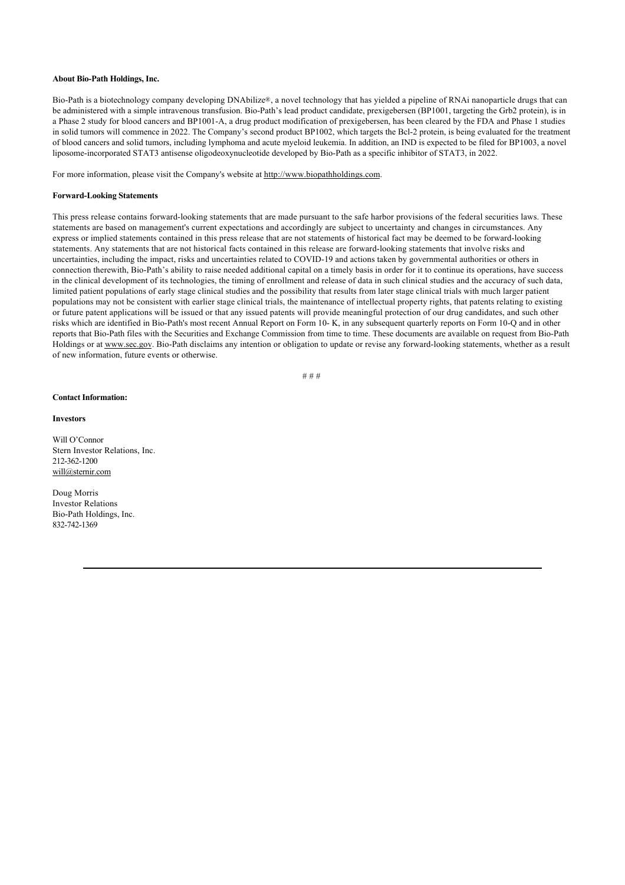**About Bio-Path Holdings, Inc.**

Bio-Path is a biotechnology company developing DNAbilize®, a novel technology that has yielded a pipeline of RNAi nanoparticle drugs that can be administered with a simple intravenous transfusion. Bio-Path's lead product candidate, prexigebersen (BP1001, targeting the Grb2 protein), is in a Phase 2 study for blood cancers and BP1001-A, a drug product modification of prexigebersen, has been cleared by the FDA and Phase 1 studies in solid tumors will commence in 2022. The Company's second product BP1002, which targets the Bcl-2 protein, is being evaluated for the treatment of blood cancers and solid tumors, including lymphoma and acute myeloid leukemia. In addition, an IND is expected to be filed for BP1003, a novel liposome-incorporated STAT3 antisense oligodeoxynucleotide developed by Bio-Path as a specific inhibitor of STAT3, in 2022.

For more information, please visit the Company's website at http://www.biopathholdings.com.

**Forward-Looking Statements**

This press release contains forward-looking statements that are made pursuant to the safe harbor provisions of the federal securities laws. These statements are based on management's current expectations and accordingly are subject to uncertainty and changes in circumstances. Any express or implied statements contained in this press release that are not statements of historical fact may be deemed to be forward-looking statements. Any statements that are not historical facts contained in this release are forward-looking statements that involve risks and uncertainties, including the impact, risks and uncertainties related to COVID-19 and actions taken by governmental authorities or others in connection therewith, Bio-Path's ability to raise needed additional capital on a timely basis in order for it to continue its operations, have success in the clinical development of its technologies, the timing of enrollment and release of data in such clinical studies and the accuracy of such data, limited patient populations of early stage clinical studies and the possibility that results from later stage clinical trials with much larger patient populations may not be consistent with earlier stage clinical trials, the maintenance of intellectual property rights, that patents relating to existing or future patent applications will be issued or that any issued patents will provide meaningful protection of our drug candidates, and such other risks which are identified in Bio-Path's most recent Annual Report on Form 10- K, in any subsequent quarterly reports on Form 10-Q and in other reports that Bio-Path files with the Securities and Exchange Commission from time to time. These documents are available on request from Bio-Path Holdings or at www.sec.gov. Bio-Path disclaims any intention or obligation to update or revise any forward-looking statements, whether as a result of new information, future events or otherwise.

# # #

**Contact Information:**

**Investors**

Will O'Connor
Stern Investor Relations, Inc.
212-362-1200
will@sternir.com

Doug Morris
Investor Relations
Bio-Path Holdings, Inc.
832-742-1369